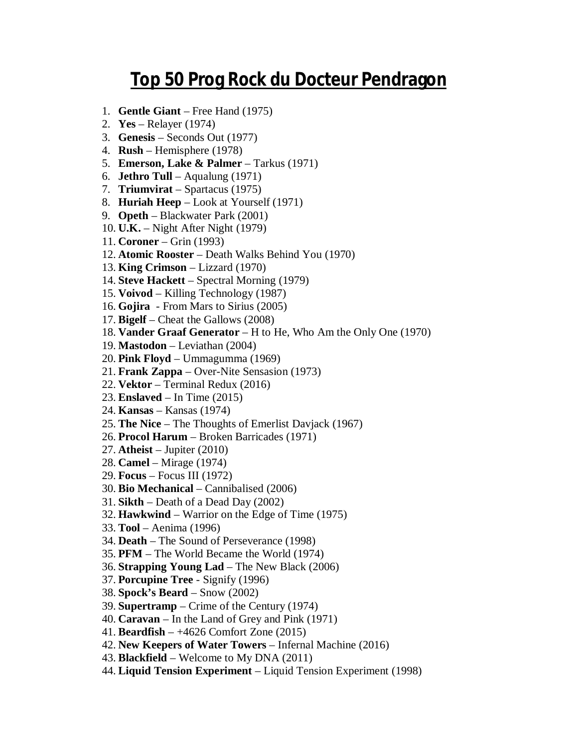# Top 50 Prog Rock du Docteur Pendragon

1. **Gentle Giant** – Free Hand (1975)
2. **Yes** – Relayer (1974)
3. **Genesis** – Seconds Out (1977)
4. **Rush** – Hemisphere (1978)
5. **Emerson, Lake & Palmer** – Tarkus (1971)
6. **Jethro Tull** – Aqualung (1971)
7. **Triumvirat** – Spartacus (1975)
8. **Huriah Heep** – Look at Yourself (1971)
9. **Opeth** – Blackwater Park (2001)
10. **U.K.** – Night After Night (1979)
11. **Coroner** – Grin (1993)
12. **Atomic Rooster** – Death Walks Behind You (1970)
13. **King Crimson** – Lizzard (1970)
14. **Steve Hackett** – Spectral Morning (1979)
15. **Voivod** – Killing Technology (1987)
16. **Gojira** - From Mars to Sirius (2005)
17. **Bigelf** – Cheat the Gallows (2008)
18. **Vander Graaf Generator** – H to He, Who Am the Only One (1970)
19. **Mastodon** – Leviathan (2004)
20. **Pink Floyd** – Ummagumma (1969)
21. **Frank Zappa** – Over-Nite Sensasion (1973)
22. **Vektor** – Terminal Redux (2016)
23. **Enslaved** – In Time (2015)
24. **Kansas** – Kansas (1974)
25. **The Nice** – The Thoughts of Emerlist Davjack (1967)
26. **Procol Harum** – Broken Barricades (1971)
27. **Atheist** – Jupiter (2010)
28. **Camel** – Mirage (1974)
29. **Focus** – Focus III (1972)
30. **Bio Mechanical** – Cannibalised (2006)
31. **Sikth** – Death of a Dead Day (2002)
32. **Hawkwind** – Warrior on the Edge of Time (1975)
33. **Tool** – Aenima (1996)
34. **Death** – The Sound of Perseverance (1998)
35. **PFM** – The World Became the World (1974)
36. **Strapping Young Lad** – The New Black (2006)
37. **Porcupine Tree** - Signify (1996)
38. **Spock's Beard** – Snow (2002)
39. **Supertramp** – Crime of the Century (1974)
40. **Caravan** – In the Land of Grey and Pink (1971)
41. **Beardfish** – +4626 Comfort Zone (2015)
42. **New Keepers of Water Towers** – Infernal Machine (2016)
43. **Blackfield** – Welcome to My DNA (2011)
44. **Liquid Tension Experiment** – Liquid Tension Experiment (1998)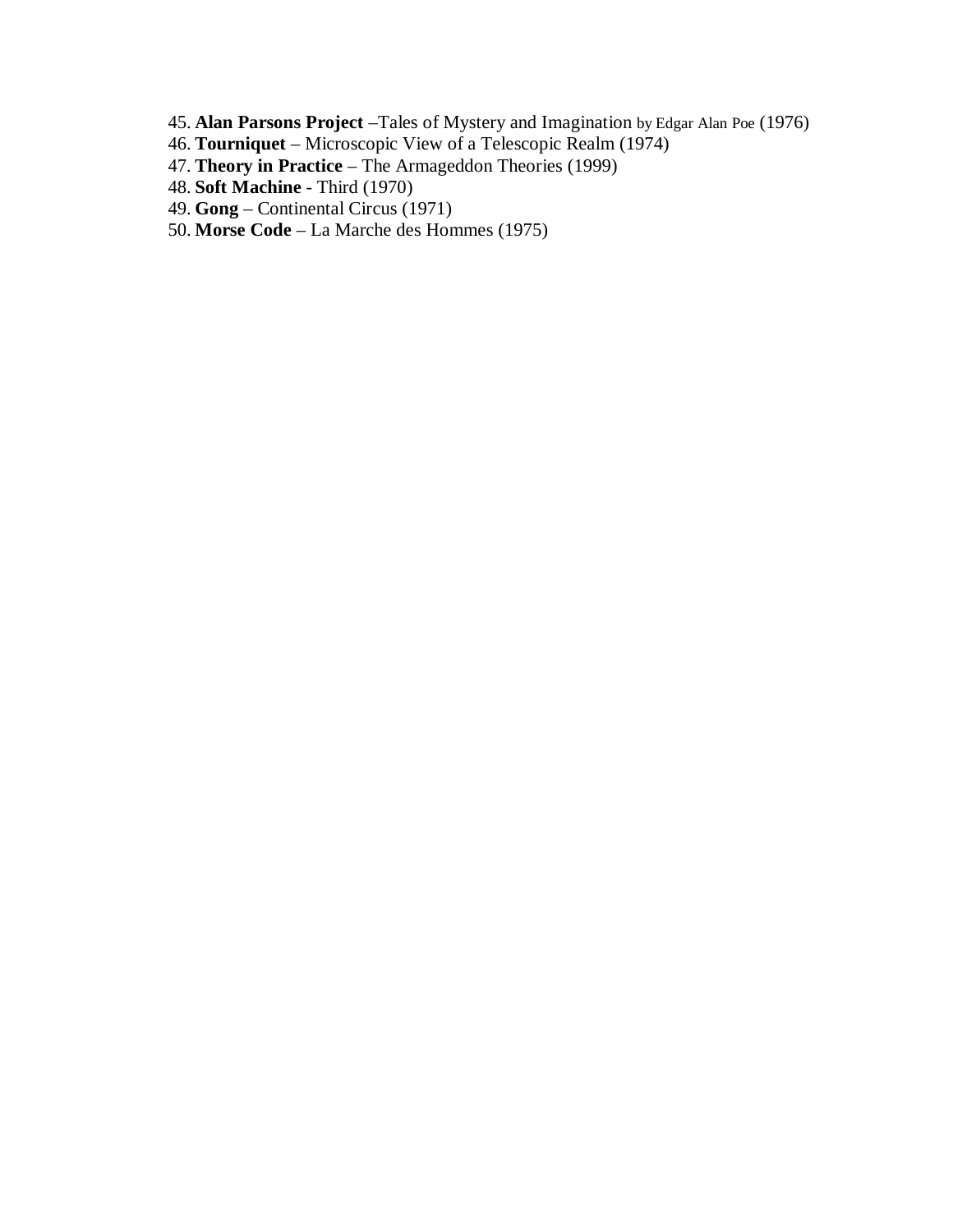45. **Alan Parsons Project** –Tales of Mystery and Imagination by Edgar Alan Poe (1976)
46. **Tourniquet** – Microscopic View of a Telescopic Realm (1974)
47. **Theory in Practice** – The Armageddon Theories (1999)
48. **Soft Machine** - Third (1970)
49. **Gong** – Continental Circus (1971)
50. **Morse Code** – La Marche des Hommes (1975)